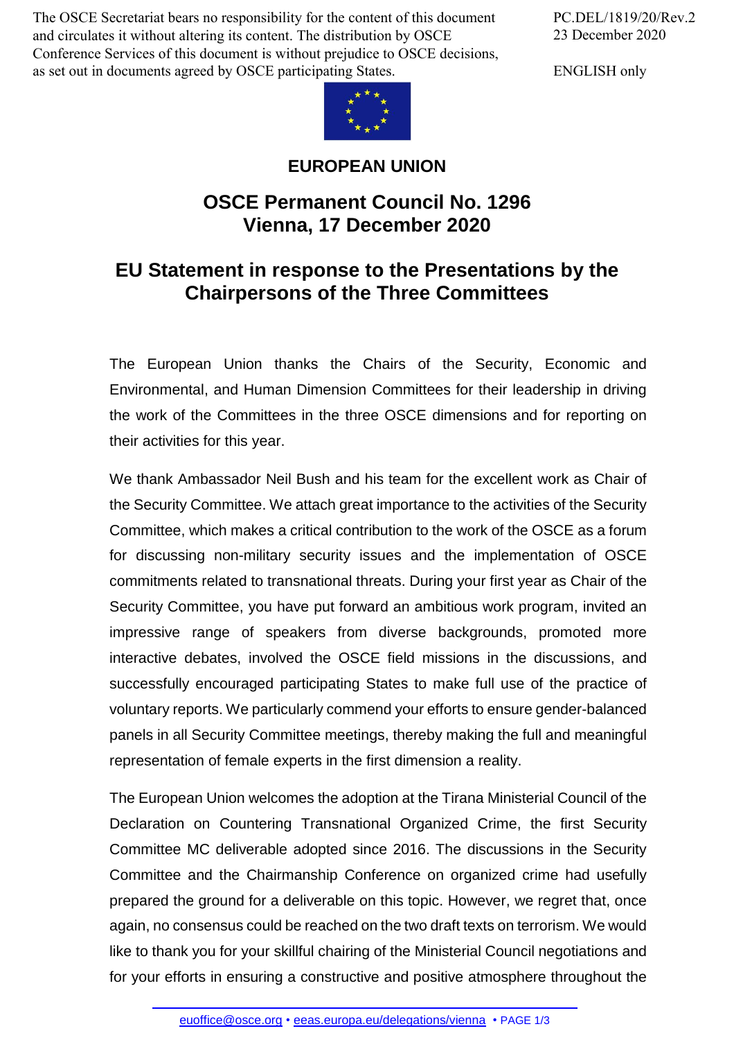The OSCE Secretariat bears no responsibility for the content of this document and circulates it without altering its content. The distribution by OSCE Conference Services of this document is without prejudice to OSCE decisions, as set out in documents agreed by OSCE participating States.

PC.DEL/1819/20/Rev.2
23 December 2020

ENGLISH only

# EUROPEAN UNION

## OSCE Permanent Council No. 1296
## Vienna, 17 December 2020

## EU Statement in response to the Presentations by the Chairpersons of the Three Committees

The European Union thanks the Chairs of the Security, Economic and Environmental, and Human Dimension Committees for their leadership in driving the work of the Committees in the three OSCE dimensions and for reporting on their activities for this year.

We thank Ambassador Neil Bush and his team for the excellent work as Chair of the Security Committee. We attach great importance to the activities of the Security Committee, which makes a critical contribution to the work of the OSCE as a forum for discussing non-military security issues and the implementation of OSCE commitments related to transnational threats. During your first year as Chair of the Security Committee, you have put forward an ambitious work program, invited an impressive range of speakers from diverse backgrounds, promoted more interactive debates, involved the OSCE field missions in the discussions, and successfully encouraged participating States to make full use of the practice of voluntary reports. We particularly commend your efforts to ensure gender-balanced panels in all Security Committee meetings, thereby making the full and meaningful representation of female experts in the first dimension a reality.

The European Union welcomes the adoption at the Tirana Ministerial Council of the Declaration on Countering Transnational Organized Crime, the first Security Committee MC deliverable adopted since 2016. The discussions in the Security Committee and the Chairmanship Conference on organized crime had usefully prepared the ground for a deliverable on this topic. However, we regret that, once again, no consensus could be reached on the two draft texts on terrorism. We would like to thank you for your skillful chairing of the Ministerial Council negotiations and for your efforts in ensuring a constructive and positive atmosphere throughout the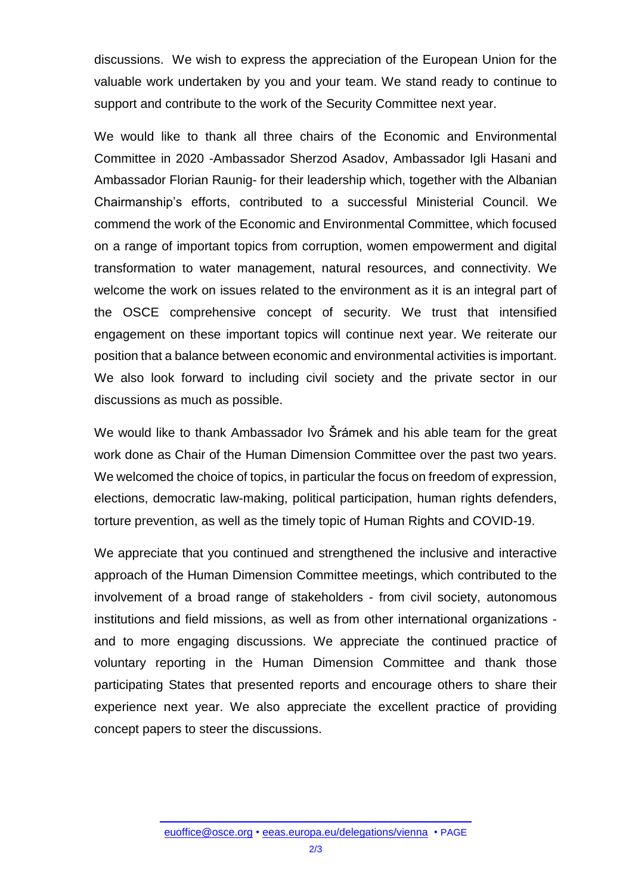discussions. We wish to express the appreciation of the European Union for the valuable work undertaken by you and your team. We stand ready to continue to support and contribute to the work of the Security Committee next year.

We would like to thank all three chairs of the Economic and Environmental Committee in 2020 -Ambassador Sherzod Asadov, Ambassador Igli Hasani and Ambassador Florian Raunig- for their leadership which, together with the Albanian Chairmanship's efforts, contributed to a successful Ministerial Council. We commend the work of the Economic and Environmental Committee, which focused on a range of important topics from corruption, women empowerment and digital transformation to water management, natural resources, and connectivity. We welcome the work on issues related to the environment as it is an integral part of the OSCE comprehensive concept of security. We trust that intensified engagement on these important topics will continue next year. We reiterate our position that a balance between economic and environmental activities is important. We also look forward to including civil society and the private sector in our discussions as much as possible.

We would like to thank Ambassador Ivo Šrámek and his able team for the great work done as Chair of the Human Dimension Committee over the past two years. We welcomed the choice of topics, in particular the focus on freedom of expression, elections, democratic law-making, political participation, human rights defenders, torture prevention, as well as the timely topic of Human Rights and COVID-19.

We appreciate that you continued and strengthened the inclusive and interactive approach of the Human Dimension Committee meetings, which contributed to the involvement of a broad range of stakeholders - from civil society, autonomous institutions and field missions, as well as from other international organizations - and to more engaging discussions. We appreciate the continued practice of voluntary reporting in the Human Dimension Committee and thank those participating States that presented reports and encourage others to share their experience next year. We also appreciate the excellent practice of providing concept papers to steer the discussions.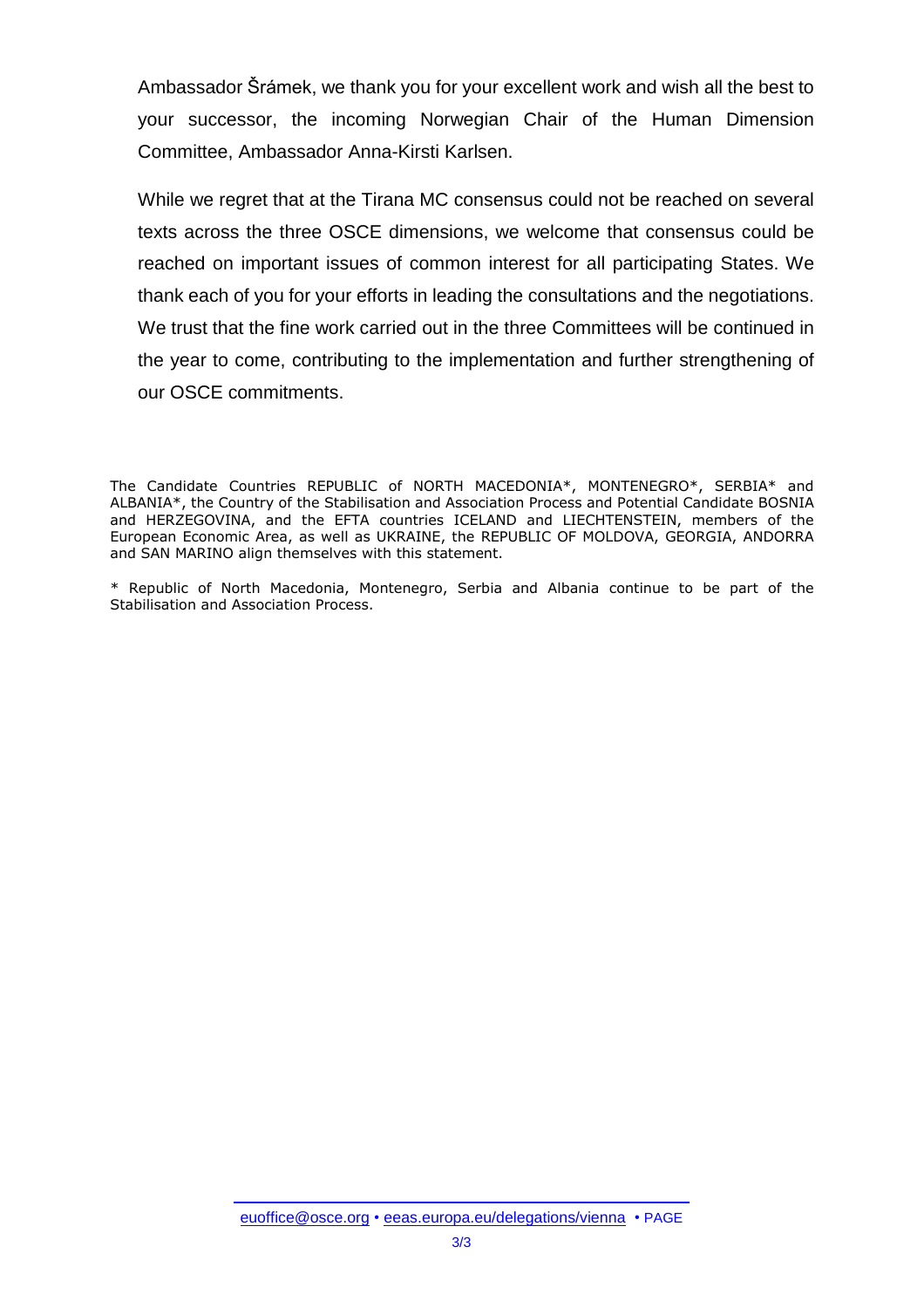Ambassador Šrámek, we thank you for your excellent work and wish all the best to your successor, the incoming Norwegian Chair of the Human Dimension Committee, Ambassador Anna-Kirsti Karlsen.

While we regret that at the Tirana MC consensus could not be reached on several texts across the three OSCE dimensions, we welcome that consensus could be reached on important issues of common interest for all participating States. We thank each of you for your efforts in leading the consultations and the negotiations. We trust that the fine work carried out in the three Committees will be continued in the year to come, contributing to the implementation and further strengthening of our OSCE commitments.

The Candidate Countries REPUBLIC of NORTH MACEDONIA*, MONTENEGRO*, SERBIA* and ALBANIA*, the Country of the Stabilisation and Association Process and Potential Candidate BOSNIA and HERZEGOVINA, and the EFTA countries ICELAND and LIECHTENSTEIN, members of the European Economic Area, as well as UKRAINE, the REPUBLIC OF MOLDOVA, GEORGIA, ANDORRA and SAN MARINO align themselves with this statement.

* Republic of North Macedonia, Montenegro, Serbia and Albania continue to be part of the Stabilisation and Association Process.